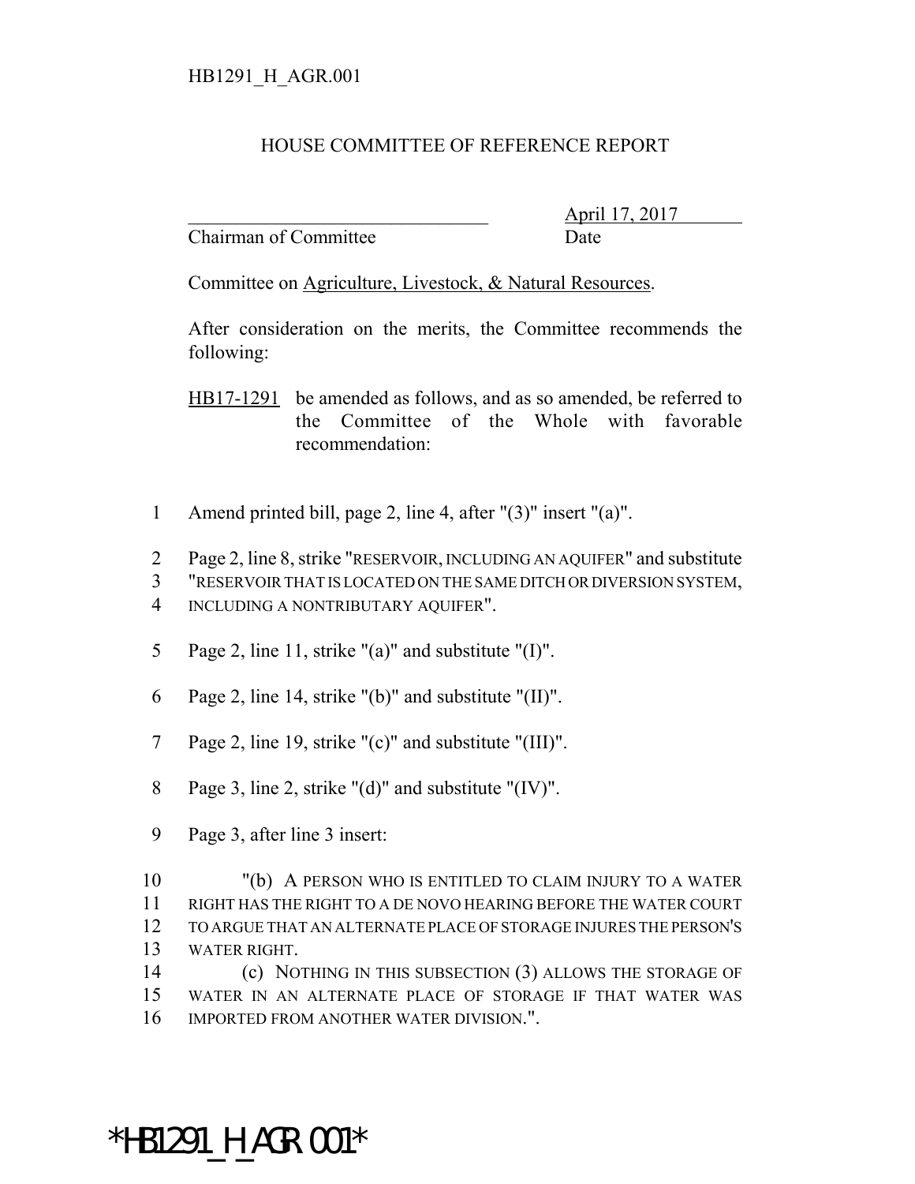HB1291_H_AGR.001

# HOUSE COMMITTEE OF REFERENCE REPORT

_______________________________ April 17, 2017
Chairman of Committee Date

Committee on Agriculture, Livestock, & Natural Resources.

After consideration on the merits, the Committee recommends the following:

HB17-1291 be amended as follows, and as so amended, be referred to the Committee of the Whole with favorable recommendation:

1 Amend printed bill, page 2, line 4, after "(3)" insert "(a)".

2 Page 2, line 8, strike "RESERVOIR, INCLUDING AN AQUIFER" and substitute
3 "RESERVOIR THAT IS LOCATED ON THE SAME DITCH OR DIVERSION SYSTEM,
4 INCLUDING A NONTRIBUTARY AQUIFER".

5 Page 2, line 11, strike "(a)" and substitute "(I)".

6 Page 2, line 14, strike "(b)" and substitute "(II)".

7 Page 2, line 19, strike "(c)" and substitute "(III)".

8 Page 3, line 2, strike "(d)" and substitute "(IV)".

9 Page 3, after line 3 insert:

10 "(b) A PERSON WHO IS ENTITLED TO CLAIM INJURY TO A WATER
11 RIGHT HAS THE RIGHT TO A DE NOVO HEARING BEFORE THE WATER COURT
12 TO ARGUE THAT AN ALTERNATE PLACE OF STORAGE INJURES THE PERSON'S
13 WATER RIGHT.
14 (c) NOTHING IN THIS SUBSECTION (3) ALLOWS THE STORAGE OF
15 WATER IN AN ALTERNATE PLACE OF STORAGE IF THAT WATER WAS
16 IMPORTED FROM ANOTHER WATER DIVISION.".

*HB1291_H_AGR.001*